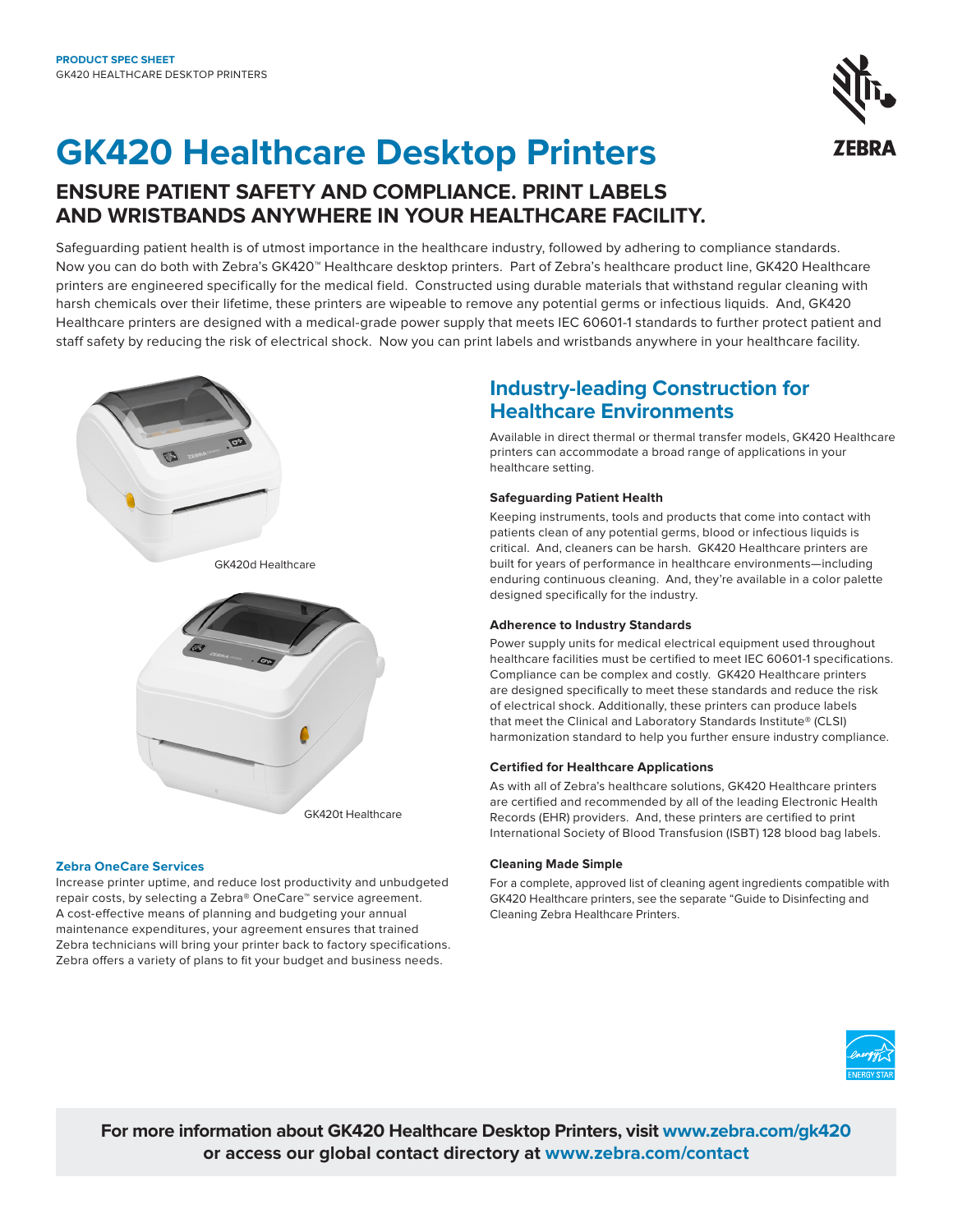**PRODUCT SPEC SHEET**
GK420 HEALTHCARE DESKTOP PRINTERS

# GK420 Healthcare Desktop Printers

## ENSURE PATIENT SAFETY AND COMPLIANCE. PRINT LABELS AND WRISTBANDS ANYWHERE IN YOUR HEALTHCARE FACILITY.

Safeguarding patient health is of utmost importance in the healthcare industry, followed by adhering to compliance standards. Now you can do both with Zebra's GK420™ Healthcare desktop printers. Part of Zebra's healthcare product line, GK420 Healthcare printers are engineered specifically for the medical field. Constructed using durable materials that withstand regular cleaning with harsh chemicals over their lifetime, these printers are wipeable to remove any potential germs or infectious liquids. And, GK420 Healthcare printers are designed with a medical-grade power supply that meets IEC 60601-1 standards to further protect patient and staff safety by reducing the risk of electrical shock. Now you can print labels and wristbands anywhere in your healthcare facility.

GK420d Healthcare

GK420t Healthcare

### Zebra OneCare Services

Increase printer uptime, and reduce lost productivity and unbudgeted repair costs, by selecting a Zebra® OneCare™ service agreement. A cost-effective means of planning and budgeting your annual maintenance expenditures, your agreement ensures that trained Zebra technicians will bring your printer back to factory specifications. Zebra offers a variety of plans to fit your budget and business needs.

## Industry-leading Construction for Healthcare Environments

Available in direct thermal or thermal transfer models, GK420 Healthcare printers can accommodate a broad range of applications in your healthcare setting.

**Safeguarding Patient Health**

Keeping instruments, tools and products that come into contact with patients clean of any potential germs, blood or infectious liquids is critical. And, cleaners can be harsh. GK420 Healthcare printers are built for years of performance in healthcare environments—including enduring continuous cleaning. And, they're available in a color palette designed specifically for the industry.

**Adherence to Industry Standards**

Power supply units for medical electrical equipment used throughout healthcare facilities must be certified to meet IEC 60601-1 specifications. Compliance can be complex and costly. GK420 Healthcare printers are designed specifically to meet these standards and reduce the risk of electrical shock. Additionally, these printers can produce labels that meet the Clinical and Laboratory Standards Institute® (CLSI) harmonization standard to help you further ensure industry compliance.

**Certified for Healthcare Applications**

As with all of Zebra's healthcare solutions, GK420 Healthcare printers are certified and recommended by all of the leading Electronic Health Records (EHR) providers. And, these printers are certified to print International Society of Blood Transfusion (ISBT) 128 blood bag labels.

**Cleaning Made Simple**

For a complete, approved list of cleaning agent ingredients compatible with GK420 Healthcare printers, see the separate "Guide to Disinfecting and Cleaning Zebra Healthcare Printers."

**For more information about GK420 Healthcare Desktop Printers, visit www.zebra.com/gk420 or access our global contact directory at www.zebra.com/contact**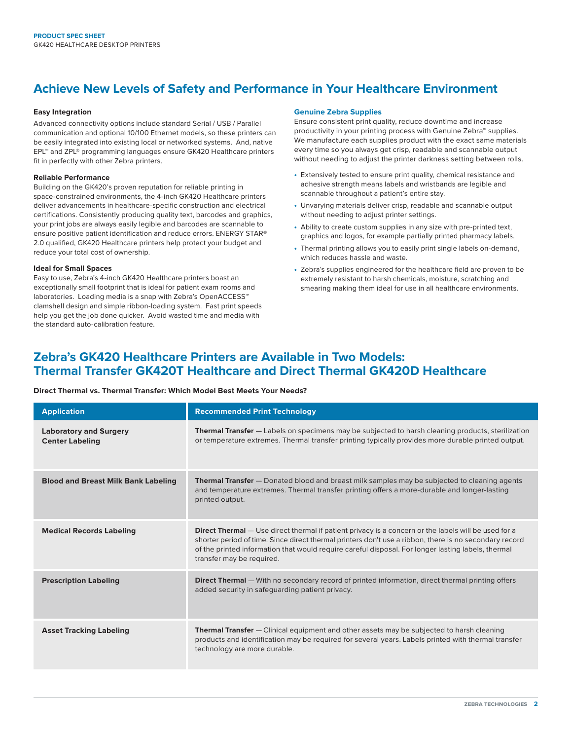## Achieve New Levels of Safety and Performance in Your Healthcare Environment

### Easy Integration

Advanced connectivity options include standard Serial / USB / Parallel communication and optional 10/100 Ethernet models, so these printers can be easily integrated into existing local or networked systems. And, native EPL™ and ZPL® programming languages ensure GK420 Healthcare printers fit in perfectly with other Zebra printers.

### Reliable Performance

Building on the GK420's proven reputation for reliable printing in space-constrained environments, the 4-inch GK420 Healthcare printers deliver advancements in healthcare-specific construction and electrical certifications. Consistently producing quality text, barcodes and graphics, your print jobs are always easily legible and barcodes are scannable to ensure positive patient identification and reduce errors. ENERGY STAR® 2.0 qualified, GK420 Healthcare printers help protect your budget and reduce your total cost of ownership.

### Ideal for Small Spaces

Easy to use, Zebra's 4-inch GK420 Healthcare printers boast an exceptionally small footprint that is ideal for patient exam rooms and laboratories. Loading media is a snap with Zebra's OpenACCESS™ clamshell design and simple ribbon-loading system. Fast print speeds help you get the job done quicker. Avoid wasted time and media with the standard auto-calibration feature.

### Genuine Zebra Supplies

Ensure consistent print quality, reduce downtime and increase productivity in your printing process with Genuine Zebra™ supplies. We manufacture each supplies product with the exact same materials every time so you always get crisp, readable and scannable output without needing to adjust the printer darkness setting between rolls.

- Extensively tested to ensure print quality, chemical resistance and adhesive strength means labels and wristbands are legible and scannable throughout a patient's entire stay.
- Unvarying materials deliver crisp, readable and scannable output without needing to adjust printer settings.
- Ability to create custom supplies in any size with pre-printed text, graphics and logos, for example partially printed pharmacy labels.
- Thermal printing allows you to easily print single labels on-demand, which reduces hassle and waste.
- Zebra's supplies engineered for the healthcare field are proven to be extremely resistant to harsh chemicals, moisture, scratching and smearing making them ideal for use in all healthcare environments.

## Zebra's GK420 Healthcare Printers are Available in Two Models: Thermal Transfer GK420T Healthcare and Direct Thermal GK420D Healthcare

**Direct Thermal vs. Thermal Transfer: Which Model Best Meets Your Needs?**

| Application | Recommended Print Technology |
|---|---|
| **Laboratory and Surgery Center Labeling** | **Thermal Transfer** — Labels on specimens may be subjected to harsh cleaning products, sterilization or temperature extremes. Thermal transfer printing typically provides more durable printed output. |
| **Blood and Breast Milk Bank Labeling** | **Thermal Transfer** — Donated blood and breast milk samples may be subjected to cleaning agents and temperature extremes. Thermal transfer printing offers a more-durable and longer-lasting printed output. |
| **Medical Records Labeling** | **Direct Thermal** — Use direct thermal if patient privacy is a concern or the labels will be used for a shorter period of time. Since direct thermal printers don't use a ribbon, there is no secondary record of the printed information that would require careful disposal. For longer lasting labels, thermal transfer may be required. |
| **Prescription Labeling** | **Direct Thermal** — With no secondary record of printed information, direct thermal printing offers added security in safeguarding patient privacy. |
| **Asset Tracking Labeling** | **Thermal Transfer** — Clinical equipment and other assets may be subjected to harsh cleaning products and identification may be required for several years. Labels printed with thermal transfer technology are more durable. |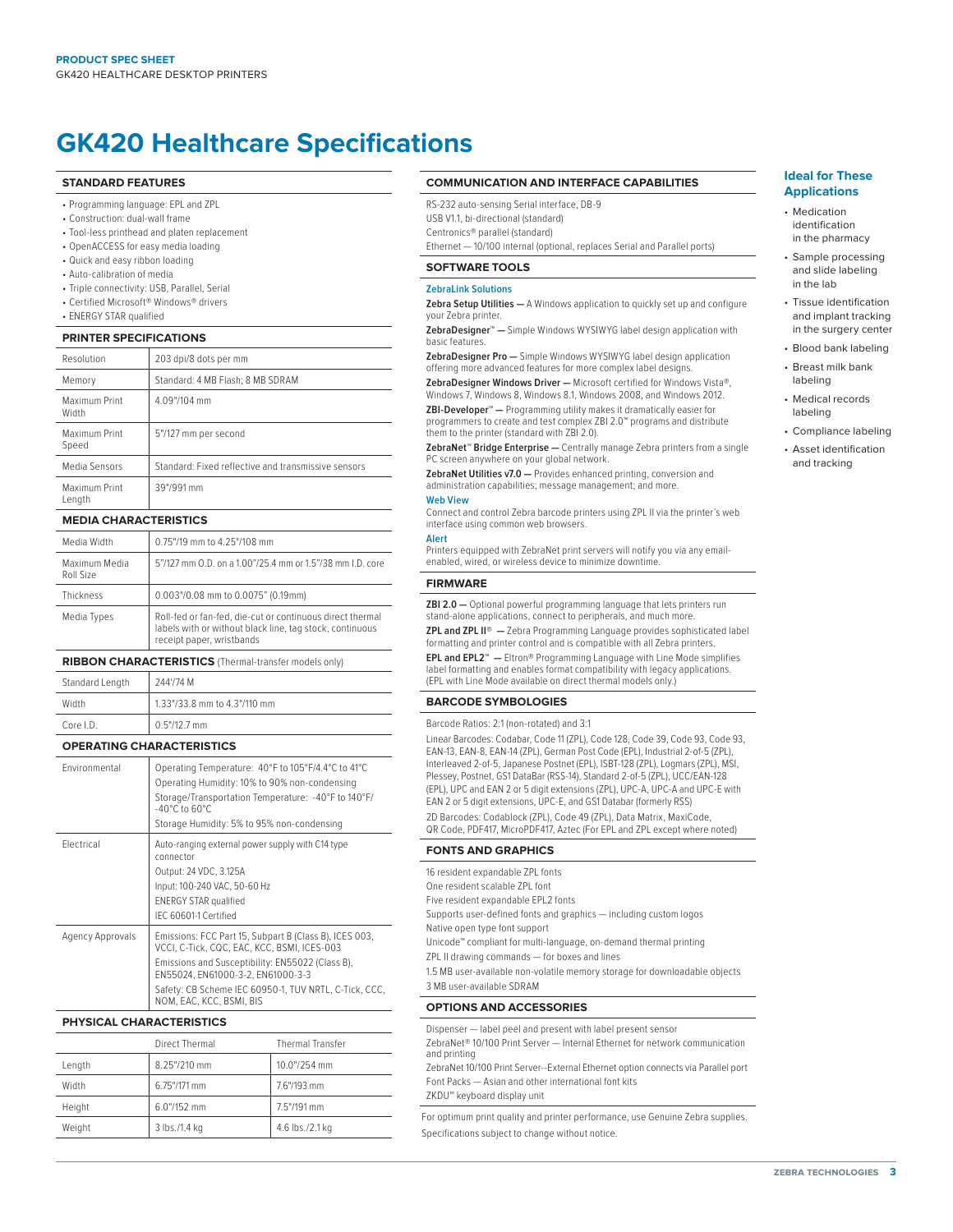PRODUCT SPEC SHEET
GK420 HEALTHCARE DESKTOP PRINTERS

# GK420 Healthcare Specifications

## STANDARD FEATURES

- Programming language: EPL and ZPL
- Construction: dual-wall frame
- Tool-less printhead and platen replacement
- OpenACCESS for easy media loading
- Quick and easy ribbon loading
- Auto-calibration of media
- Triple connectivity: USB, Parallel, Serial
- Certified Microsoft® Windows® drivers
- ENERGY STAR qualified

## PRINTER SPECIFICATIONS

| | |
|---|---|
| Resolution | 203 dpi/8 dots per mm |
| Memory | Standard: 4 MB Flash; 8 MB SDRAM |
| Maximum Print Width | 4.09"/104 mm |
| Maximum Print Speed | 5"/127 mm per second |
| Media Sensors | Standard: Fixed reflective and transmissive sensors |
| Maximum Print Length | 39"/991 mm |

## MEDIA CHARACTERISTICS

| | |
|---|---|
| Media Width | 0.75"/19 mm to 4.25"/108 mm |
| Maximum Media Roll Size | 5"/127 mm O.D. on a 1.00"/25.4 mm or 1.5"/38 mm I.D. core |
| Thickness | 0.003"/0.08 mm to 0.0075" (0.19mm) |
| Media Types | Roll-fed or fan-fed, die-cut or continuous direct thermal labels with or without black line, tag stock, continuous receipt paper, wristbands |

## RIBBON CHARACTERISTICS (Thermal-transfer models only)

| | |
|---|---|
| Standard Length | 244'/74 M |
| Width | 1.33"/33.8 mm to 4.3"/110 mm |
| Core I.D. | 0.5"/12.7 mm |

## OPERATING CHARACTERISTICS

| | |
|---|---|
| Environmental | Operating Temperature: 40°F to 105°F/4.4°C to 41°C<br>Operating Humidity: 10% to 90% non-condensing<br>Storage/Transportation Temperature: -40°F to 140°F/ -40°C to 60°C<br>Storage Humidity: 5% to 95% non-condensing |
| Electrical | Auto-ranging external power supply with C14 type connector<br>Output: 24 VDC, 3.125A<br>Input: 100-240 VAC, 50-60 Hz<br>ENERGY STAR qualified<br>IEC 60601-1 Certified |
| Agency Approvals | Emissions: FCC Part 15, Subpart B (Class B), ICES 003, VCCI, C-Tick, CQC, EAC, KCC, BSMI, ICES-003<br>Emissions and Susceptibility: EN55022 (Class B), EN55024, EN61000-3-2, EN61000-3-3<br>Safety: CB Scheme IEC 60950-1, TUV NRTL, C-Tick, CCC, NOM, EAC, KCC, BSMI, BIS |

## PHYSICAL CHARACTERISTICS

| | Direct Thermal | Thermal Transfer |
|---|---|---|
| Length | 8.25"/210 mm | 10.0"/254 mm |
| Width | 6.75"/171 mm | 7.6"/193 mm |
| Height | 6.0"/152 mm | 7.5"/191 mm |
| Weight | 3 lbs./1.4 kg | 4.6 lbs./2.1 kg |

## COMMUNICATION AND INTERFACE CAPABILITIES

RS-232 auto-sensing Serial interface, DB-9
USB V1.1, bi-directional (standard)
Centronics® parallel (standard)
Ethernet — 10/100 internal (optional, replaces Serial and Parallel ports)

## SOFTWARE TOOLS

### ZebraLink Solutions

**Zebra Setup Utilities —** A Windows application to quickly set up and configure your Zebra printer.

**ZebraDesigner™ —** Simple Windows WYSIWYG label design application with basic features.

**ZebraDesigner Pro —** Simple Windows WYSIWYG label design application offering more advanced features for more complex label designs.

**ZebraDesigner Windows Driver —** Microsoft certified for Windows Vista®, Windows 7, Windows 8, Windows 8.1, Windows 2008, and Windows 2012.

**ZBI-Developer™ —** Programming utility makes it dramatically easier for programmers to create and test complex ZBI 2.0™ programs and distribute them to the printer (standard with ZBI 2.0).

**ZebraNet™ Bridge Enterprise —** Centrally manage Zebra printers from a single PC screen anywhere on your global network.

**ZebraNet Utilities v7.0 —** Provides enhanced printing, conversion and administration capabilities; message management; and more.

### Web View

Connect and control Zebra barcode printers using ZPL II via the printer's web interface using common web browsers.

### Alert

Printers equipped with ZebraNet print servers will notify you via any email-enabled, wired, or wireless device to minimize downtime.

## FIRMWARE

**ZBI 2.0 —** Optional powerful programming language that lets printers run stand-alone applications, connect to peripherals, and much more.

**ZPL and ZPL II® —** Zebra Programming Language provides sophisticated label formatting and printer control and is compatible with all Zebra printers.

**EPL and EPL2™ —** Eltron® Programming Language with Line Mode simplifies label formatting and enables format compatibility with legacy applications. (EPL with Line Mode available on direct thermal models only.)

## BARCODE SYMBOLOGIES

Barcode Ratios: 2:1 (non-rotated) and 3:1

Linear Barcodes: Codabar, Code 11 (ZPL), Code 128, Code 39, Code 93, Code 93, EAN-13, EAN-8, EAN-14 (ZPL), German Post Code (EPL), Industrial 2-of-5 (ZPL), Interleaved 2-of-5, Japanese Postnet (EPL), ISBT-128 (ZPL), Logmars (ZPL), MSI, Plessey, Postnet, GS1 DataBar (RSS-14), Standard 2-of-5 (ZPL), UCC/EAN-128 (EPL), UPC and EAN 2 or 5 digit extensions (ZPL), UPC-A, UPC-A and UPC-E with EAN 2 or 5 digit extensions, UPC-E, and GS1 Databar (formerly RSS)

2D Barcodes: Codablock (ZPL), Code 49 (ZPL), Data Matrix, MaxiCode, QR Code, PDF417, MicroPDF417, Aztec (For EPL and ZPL except where noted)

## FONTS AND GRAPHICS

16 resident expandable ZPL fonts
One resident scalable ZPL font
Five resident expandable EPL2 fonts
Supports user-defined fonts and graphics — including custom logos
Native open type font support
Unicode™ compliant for multi-language, on-demand thermal printing
ZPL II drawing commands — for boxes and lines
1.5 MB user-available non-volatile memory storage for downloadable objects
3 MB user-available SDRAM

## OPTIONS AND ACCESSORIES

Dispenser — label peel and present with label present sensor
ZebraNet® 10/100 Print Server — Internal Ethernet for network communication and printing
ZebraNet 10/100 Print Server--External Ethernet option connects via Parallel port
Font Packs — Asian and other international font kits
ZKDU™ keyboard display unit

For optimum print quality and printer performance, use Genuine Zebra supplies.

Specifications subject to change without notice.

## Ideal for These Applications

- Medication identification in the pharmacy
- Sample processing and slide labeling in the lab
- Tissue identification and implant tracking in the surgery center
- Blood bank labeling
- Breast milk bank labeling
- Medical records labeling
- Compliance labeling
- Asset identification and tracking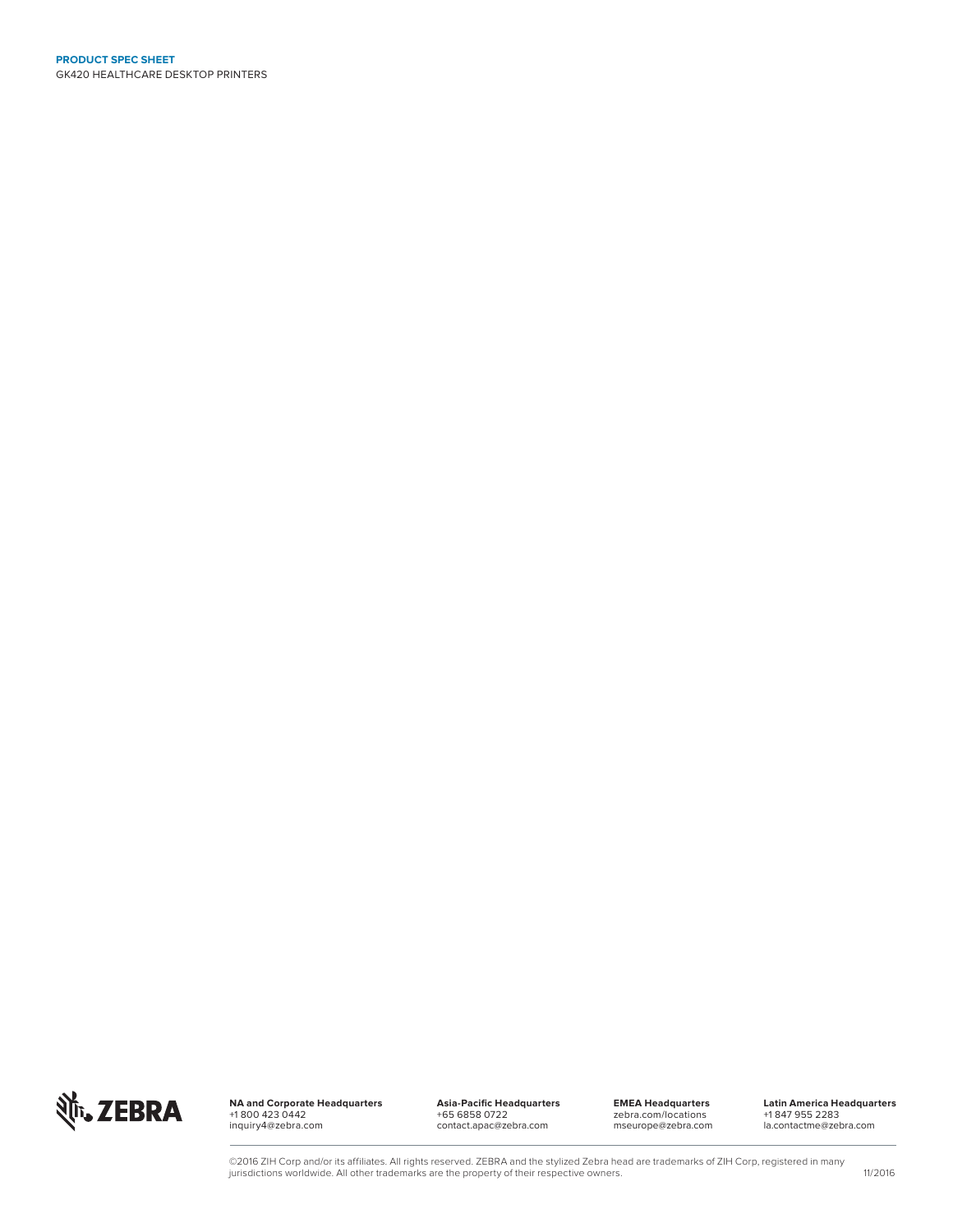**NA and Corporate Headquarters**
+1 800 423 0442
inquiry4@zebra.com

**Asia-Pacific Headquarters**
+65 6858 0722
contact.apac@zebra.com

**EMEA Headquarters**
zebra.com/locations
mseurope@zebra.com

**Latin America Headquarters**
+1 847 955 2283
la.contactme@zebra.com

©2016 ZIH Corp and/or its affiliates. All rights reserved. ZEBRA and the stylized Zebra head are trademarks of ZIH Corp, registered in many jurisdictions worldwide. All other trademarks are the property of their respective owners.

11/2016